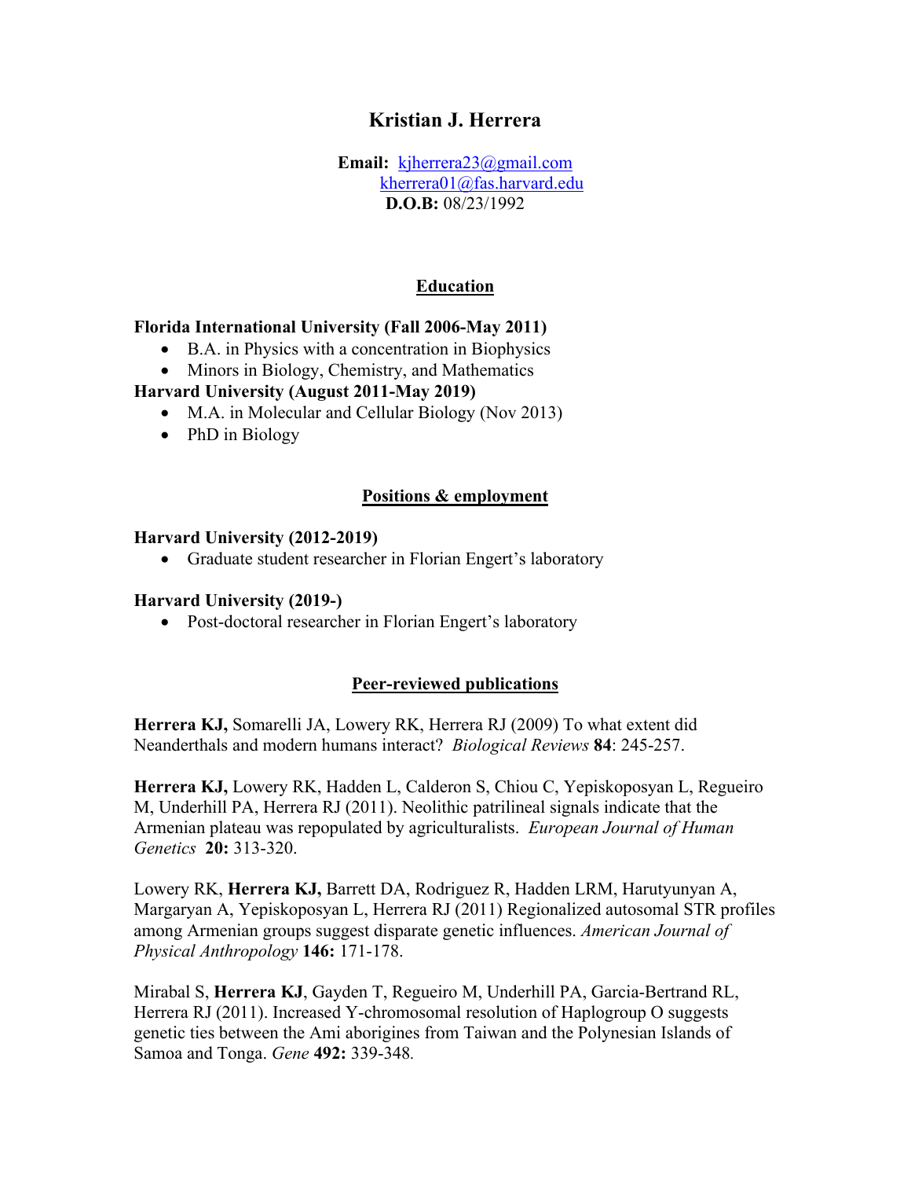# Kristian J. Herrera

**Email:** kjherrera23@gmail.com
kherrera01@fas.harvard.edu
**D.O.B:** 08/23/1992

## Education

**Florida International University (Fall 2006-May 2011)**

- B.A. in Physics with a concentration in Biophysics
- Minors in Biology, Chemistry, and Mathematics

**Harvard University (August 2011-May 2019)**

- M.A. in Molecular and Cellular Biology (Nov 2013)
- PhD in Biology

## Positions & employment

**Harvard University (2012-2019)**

- Graduate student researcher in Florian Engert's laboratory

**Harvard University (2019-)**

- Post-doctoral researcher in Florian Engert's laboratory

## Peer-reviewed publications

**Herrera KJ,** Somarelli JA, Lowery RK, Herrera RJ (2009) To what extent did Neanderthals and modern humans interact? *Biological Reviews* **84**: 245-257.

**Herrera KJ,** Lowery RK, Hadden L, Calderon S, Chiou C, Yepiskoposyan L, Regueiro M, Underhill PA, Herrera RJ (2011). Neolithic patrilineal signals indicate that the Armenian plateau was repopulated by agriculturalists. *European Journal of Human Genetics* **20:** 313-320.

Lowery RK, **Herrera KJ,** Barrett DA, Rodriguez R, Hadden LRM, Harutyunyan A, Margaryan A, Yepiskoposyan L, Herrera RJ (2011) Regionalized autosomal STR profiles among Armenian groups suggest disparate genetic influences. *American Journal of Physical Anthropology* **146:** 171-178.

Mirabal S, **Herrera KJ**, Gayden T, Regueiro M, Underhill PA, Garcia-Bertrand RL, Herrera RJ (2011). Increased Y-chromosomal resolution of Haplogroup O suggests genetic ties between the Ami aborigines from Taiwan and the Polynesian Islands of Samoa and Tonga. *Gene* **492:** 339-348.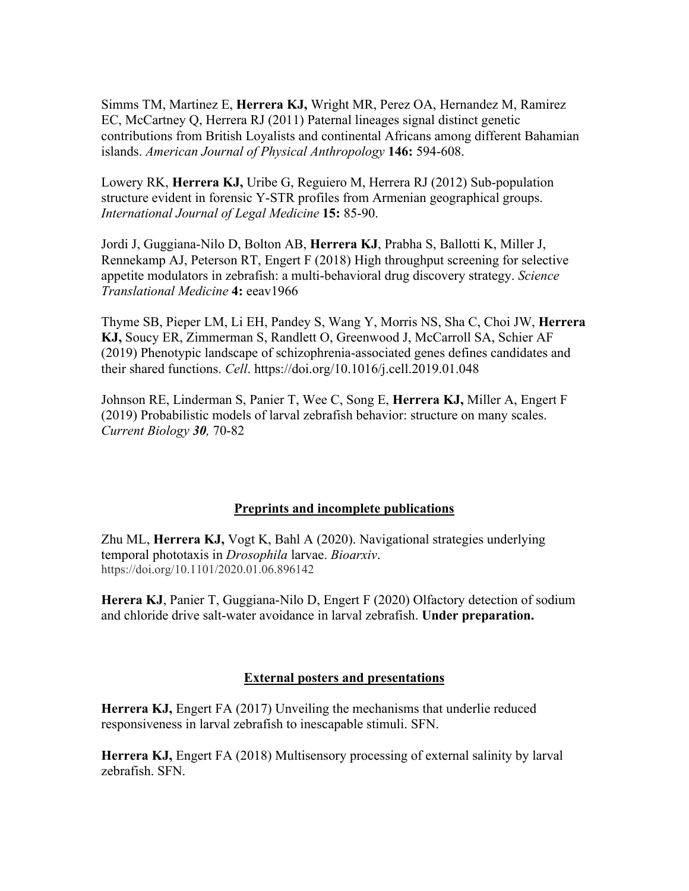Simms TM, Martinez E, **Herrera KJ,** Wright MR, Perez OA, Hernandez M, Ramirez EC, McCartney Q, Herrera RJ (2011) Paternal lineages signal distinct genetic contributions from British Loyalists and continental Africans among different Bahamian islands. *American Journal of Physical Anthropology* **146:** 594-608.

Lowery RK, **Herrera KJ,** Uribe G, Reguiero M, Herrera RJ (2012) Sub-population structure evident in forensic Y-STR profiles from Armenian geographical groups. *International Journal of Legal Medicine* **15:** 85-90.

Jordi J, Guggiana-Nilo D, Bolton AB, **Herrera KJ**, Prabha S, Ballotti K, Miller J, Rennekamp AJ, Peterson RT, Engert F (2018) High throughput screening for selective appetite modulators in zebrafish: a multi-behavioral drug discovery strategy. *Science Translational Medicine* **4:** eeav1966

Thyme SB, Pieper LM, Li EH, Pandey S, Wang Y, Morris NS, Sha C, Choi JW, **Herrera KJ,** Soucy ER, Zimmerman S, Randlett O, Greenwood J, McCarroll SA, Schier AF (2019) Phenotypic landscape of schizophrenia-associated genes defines candidates and their shared functions. *Cell*. https://doi.org/10.1016/j.cell.2019.01.048

Johnson RE, Linderman S, Panier T, Wee C, Song E, **Herrera KJ,** Miller A, Engert F (2019) Probabilistic models of larval zebrafish behavior: structure on many scales. *Current Biology **30**,* 70-82

## Preprints and incomplete publications

Zhu ML, **Herrera KJ,** Vogt K, Bahl A (2020). Navigational strategies underlying temporal phototaxis in *Drosophila* larvae. *Bioarxiv*. https://doi.org/10.1101/2020.01.06.896142

**Herera KJ**, Panier T, Guggiana-Nilo D, Engert F (2020) Olfactory detection of sodium and chloride drive salt-water avoidance in larval zebrafish. **Under preparation.**

## External posters and presentations

**Herrera KJ,** Engert FA (2017) Unveiling the mechanisms that underlie reduced responsiveness in larval zebrafish to inescapable stimuli. SFN.

**Herrera KJ,** Engert FA (2018) Multisensory processing of external salinity by larval zebrafish. SFN.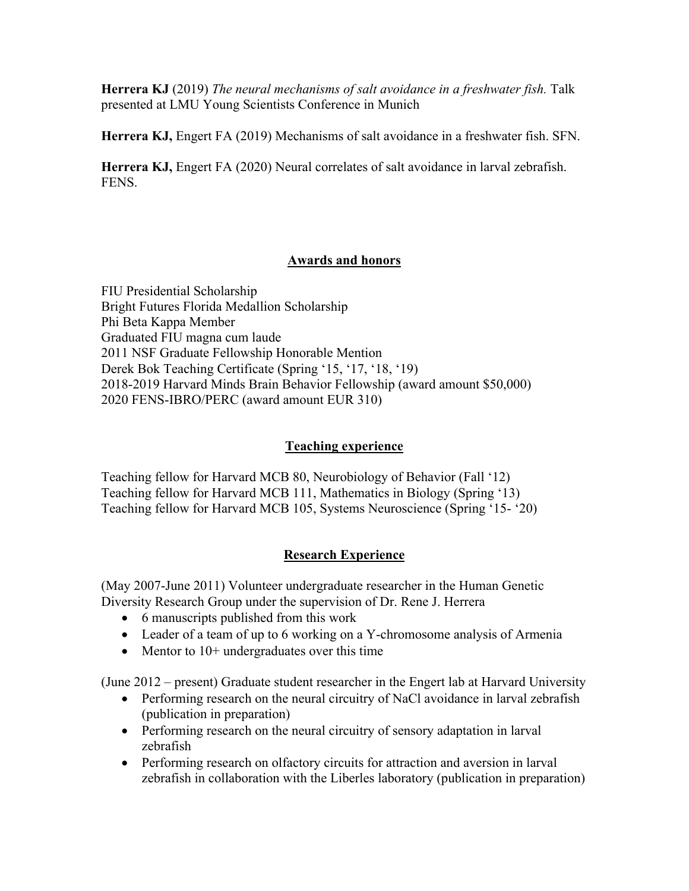**Herrera KJ** (2019) *The neural mechanisms of salt avoidance in a freshwater fish.* Talk presented at LMU Young Scientists Conference in Munich

**Herrera KJ,** Engert FA (2019) Mechanisms of salt avoidance in a freshwater fish. SFN.

**Herrera KJ,** Engert FA (2020) Neural correlates of salt avoidance in larval zebrafish. FENS.

## Awards and honors

FIU Presidential Scholarship
Bright Futures Florida Medallion Scholarship
Phi Beta Kappa Member
Graduated FIU magna cum laude
2011 NSF Graduate Fellowship Honorable Mention
Derek Bok Teaching Certificate (Spring '15, '17, '18, '19)
2018-2019 Harvard Minds Brain Behavior Fellowship (award amount $50,000)
2020 FENS-IBRO/PERC (award amount EUR 310)

## Teaching experience

Teaching fellow for Harvard MCB 80, Neurobiology of Behavior (Fall '12)
Teaching fellow for Harvard MCB 111, Mathematics in Biology (Spring '13)
Teaching fellow for Harvard MCB 105, Systems Neuroscience (Spring '15- '20)

## Research Experience

(May 2007-June 2011) Volunteer undergraduate researcher in the Human Genetic Diversity Research Group under the supervision of Dr. Rene J. Herrera

- 6 manuscripts published from this work
- Leader of a team of up to 6 working on a Y-chromosome analysis of Armenia
- Mentor to 10+ undergraduates over this time

(June 2012 – present) Graduate student researcher in the Engert lab at Harvard University

- Performing research on the neural circuitry of NaCl avoidance in larval zebrafish (publication in preparation)
- Performing research on the neural circuitry of sensory adaptation in larval zebrafish
- Performing research on olfactory circuits for attraction and aversion in larval zebrafish in collaboration with the Liberles laboratory (publication in preparation)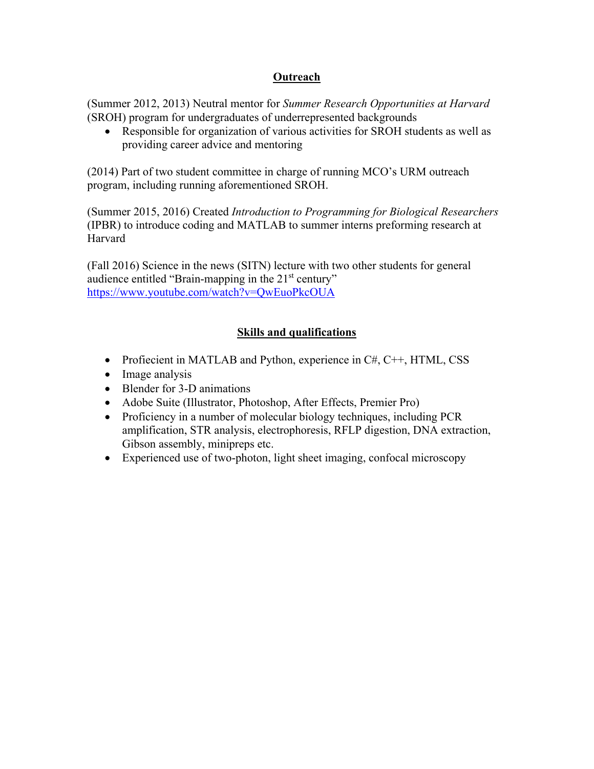## Outreach

(Summer 2012, 2013) Neutral mentor for *Summer Research Opportunities at Harvard* (SROH) program for undergraduates of underrepresented backgrounds

- Responsible for organization of various activities for SROH students as well as providing career advice and mentoring

(2014) Part of two student committee in charge of running MCO's URM outreach program, including running aforementioned SROH.

(Summer 2015, 2016) Created *Introduction to Programming for Biological Researchers* (IPBR) to introduce coding and MATLAB to summer interns preforming research at Harvard

(Fall 2016) Science in the news (SITN) lecture with two other students for general audience entitled "Brain-mapping in the 21st century" https://www.youtube.com/watch?v=QwEuoPkcOUA

## Skills and qualifications

- Profiecient in MATLAB and Python, experience in C#, C++, HTML, CSS
- Image analysis
- Blender for 3-D animations
- Adobe Suite (Illustrator, Photoshop, After Effects, Premier Pro)
- Proficiency in a number of molecular biology techniques, including PCR amplification, STR analysis, electrophoresis, RFLP digestion, DNA extraction, Gibson assembly, minipreps etc.
- Experienced use of two-photon, light sheet imaging, confocal microscopy